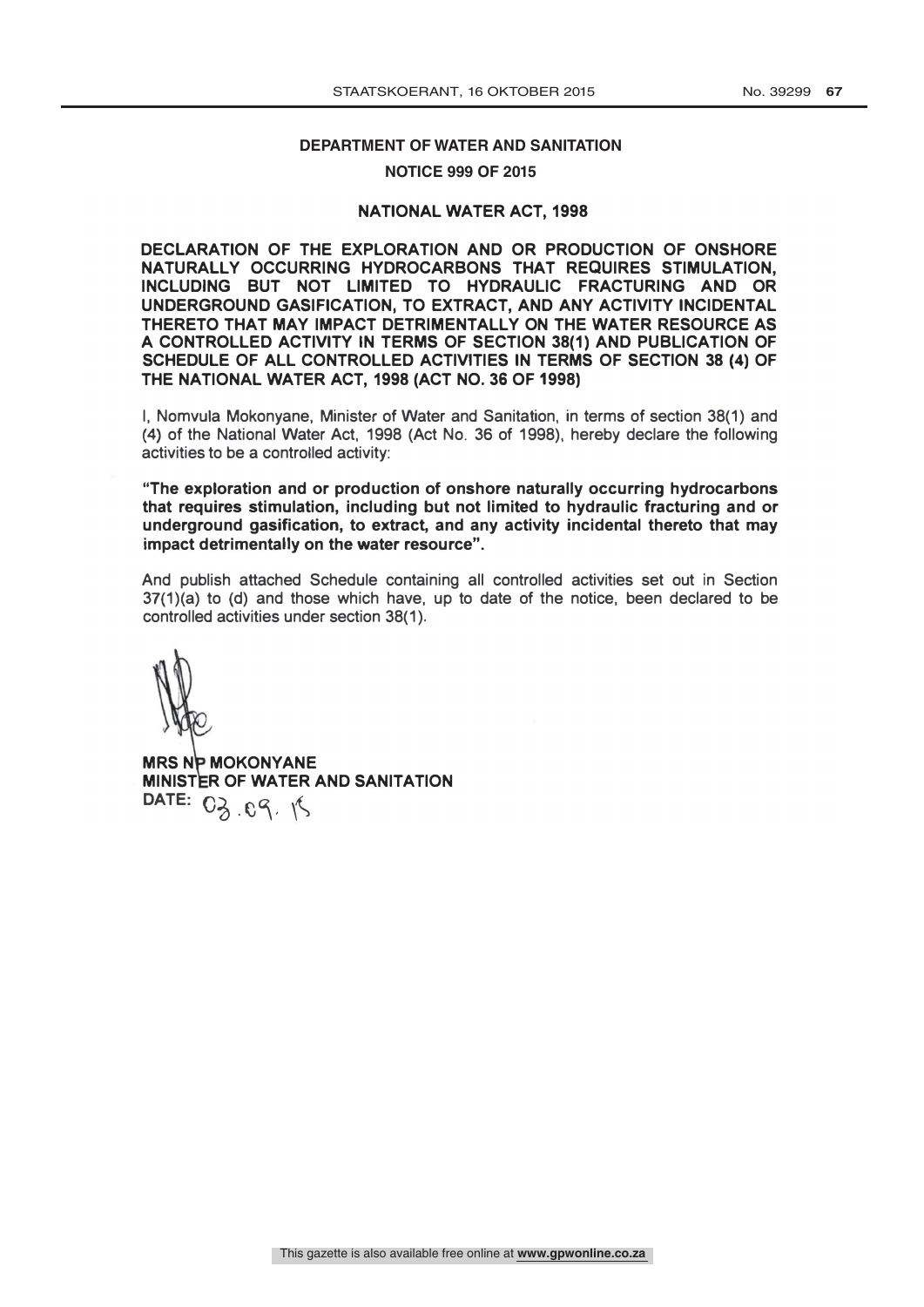**DEPARTMENT OF WATER AND SANITATION**

**NOTICE 999 OF 2015**

**NATIONAL WATER ACT, 1998**

**DECLARATION OF THE EXPLORATION AND OR PRODUCTION OF ONSHORE NATURALLY OCCURRING HYDROCARBONS THAT REQUIRES STIMULATION, INCLUDING BUT NOT LIMITED TO HYDRAULIC FRACTURING AND OR UNDERGROUND GASIFICATION, TO EXTRACT, AND ANY ACTIVITY INCIDENTAL THERETO THAT MAY IMPACT DETRIMENTALLY ON THE WATER RESOURCE AS A CONTROLLED ACTIVITY IN TERMS OF SECTION 38(1) AND PUBLICATION OF SCHEDULE OF ALL CONTROLLED ACTIVITIES IN TERMS OF SECTION 38 (4) OF THE NATIONAL WATER ACT, 1998 (ACT NO. 36 OF 1998)**

I, Nomvula Mokonyane, Minister of Water and Sanitation, in terms of section 38(1) and (4) of the National Water Act, 1998 (Act No. 36 of 1998), hereby declare the following activities to be a controlled activity:

**"The exploration and or production of onshore naturally occurring hydrocarbons that requires stimulation, including but not limited to hydraulic fracturing and or underground gasification, to extract, and any activity incidental thereto that may impact detrimentally on the water resource".**

And publish attached Schedule containing all controlled activities set out in Section 37(1)(a) to (d) and those which have, up to date of the notice, been declared to be controlled activities under section 38(1).

**MRS NP MOKONYANE**
**MINISTER OF WATER AND SANITATION**
**DATE:** 03.09.15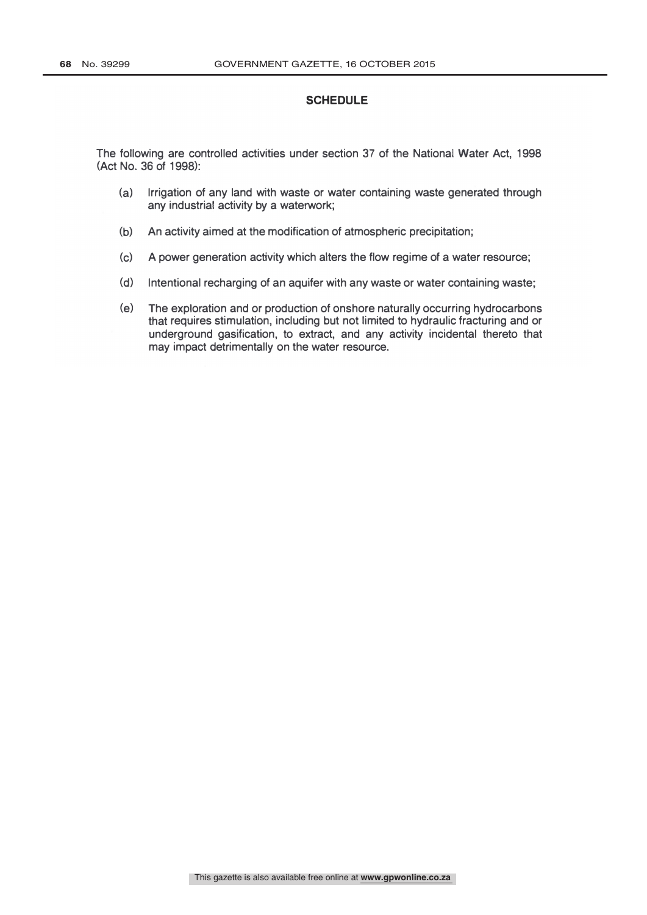## SCHEDULE

The following are controlled activities under section 37 of the National Water Act, 1998 (Act No. 36 of 1998):

(a) Irrigation of any land with waste or water containing waste generated through any industrial activity by a waterwork;

(b) An activity aimed at the modification of atmospheric precipitation;

(c) A power generation activity which alters the flow regime of a water resource;

(d) Intentional recharging of an aquifer with any waste or water containing waste;

(e) The exploration and or production of onshore naturally occurring hydrocarbons that requires stimulation, including but not limited to hydraulic fracturing and or underground gasification, to extract, and any activity incidental thereto that may impact detrimentally on the water resource.